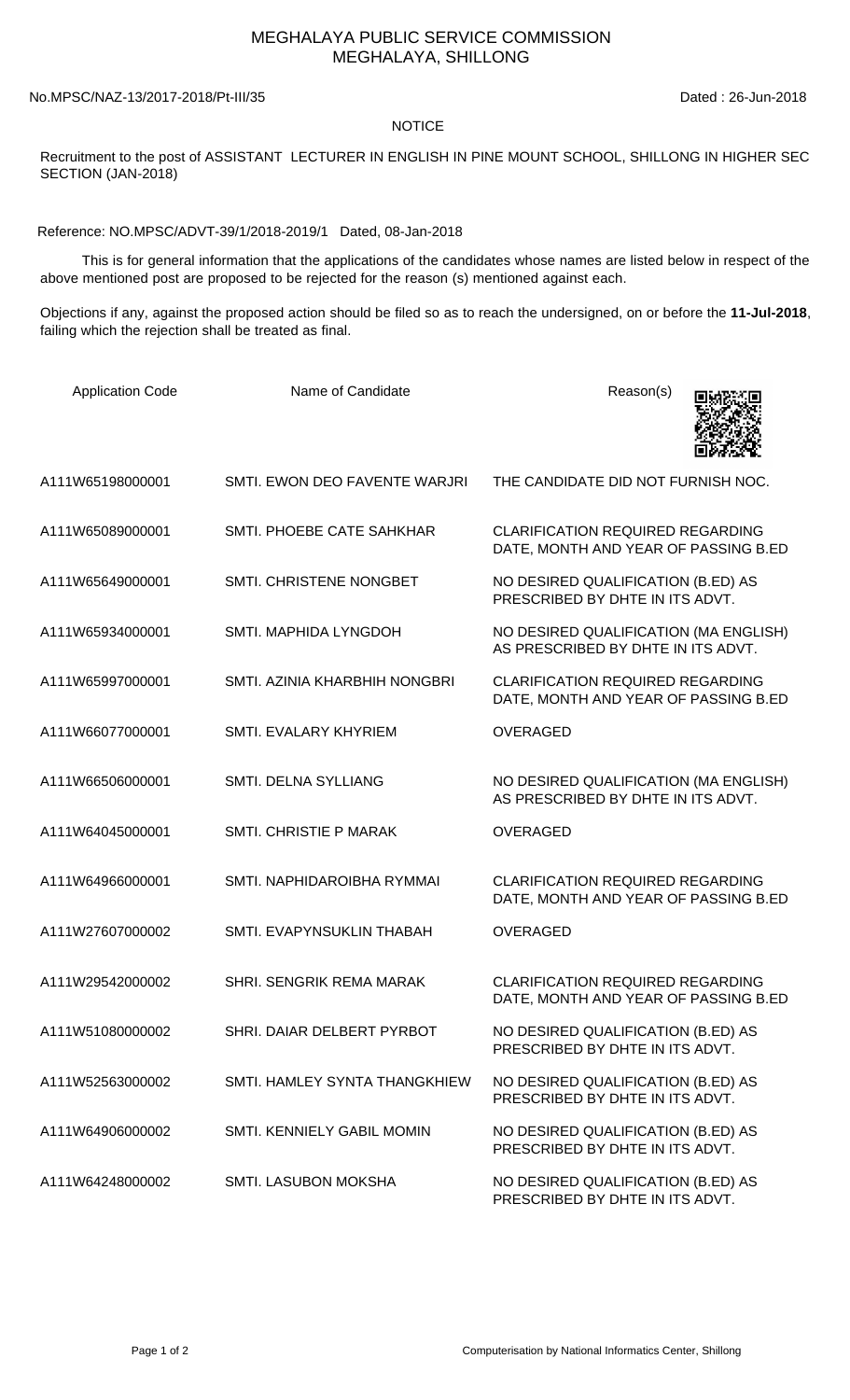# MEGHALAYA PUBLIC SERVICE COMMISSION
## MEGHALAYA, SHILLONG

No.MPSC/NAZ-13/2017-2018/Pt-III/35

Dated : 26-Jun-2018

NOTICE

Recruitment to the post of ASSISTANT LECTURER IN ENGLISH IN PINE MOUNT SCHOOL, SHILLONG IN HIGHER SEC SECTION (JAN-2018)

Reference: NO.MPSC/ADVT-39/1/2018-2019/1 Dated, 08-Jan-2018

This is for general information that the applications of the candidates whose names are listed below in respect of the above mentioned post are proposed to be rejected for the reason (s) mentioned against each.

Objections if any, against the proposed action should be filed so as to reach the undersigned, on or before the **11-Jul-2018**, failing which the rejection shall be treated as final.

| Application Code | Name of Candidate | Reason(s) |
|---|---|---|
| A111W65198000001 | SMTI. EWON DEO FAVENTE WARJRI | THE CANDIDATE DID NOT FURNISH NOC. |
| A111W65089000001 | SMTI. PHOEBE CATE SAHKHAR | CLARIFICATION REQUIRED REGARDING DATE, MONTH AND YEAR OF PASSING B.ED |
| A111W65649000001 | SMTI. CHRISTENE NONGBET | NO DESIRED QUALIFICATION (B.ED) AS PRESCRIBED BY DHTE IN ITS ADVT. |
| A111W65934000001 | SMTI. MAPHIDA LYNGDOH | NO DESIRED QUALIFICATION (MA ENGLISH) AS PRESCRIBED BY DHTE IN ITS ADVT. |
| A111W65997000001 | SMTI. AZINIA KHARBHIH NONGBRI | CLARIFICATION REQUIRED REGARDING DATE, MONTH AND YEAR OF PASSING B.ED |
| A111W66077000001 | SMTI. EVALARY KHYRIEM | OVERAGED |
| A111W66506000001 | SMTI. DELNA SYLLIANG | NO DESIRED QUALIFICATION (MA ENGLISH) AS PRESCRIBED BY DHTE IN ITS ADVT. |
| A111W64045000001 | SMTI. CHRISTIE P MARAK | OVERAGED |
| A111W64966000001 | SMTI. NAPHIDAROIBHA RYMMAI | CLARIFICATION REQUIRED REGARDING DATE, MONTH AND YEAR OF PASSING B.ED |
| A111W27607000002 | SMTI. EVAPYNSUKLIN THABAH | OVERAGED |
| A111W29542000002 | SHRI. SENGRIK REMA MARAK | CLARIFICATION REQUIRED REGARDING DATE, MONTH AND YEAR OF PASSING B.ED |
| A111W51080000002 | SHRI. DAIAR DELBERT PYRBOT | NO DESIRED QUALIFICATION (B.ED) AS PRESCRIBED BY DHTE IN ITS ADVT. |
| A111W52563000002 | SMTI. HAMLEY SYNTA THANGKHIEW | NO DESIRED QUALIFICATION (B.ED) AS PRESCRIBED BY DHTE IN ITS ADVT. |
| A111W64906000002 | SMTI. KENNIELY GABIL MOMIN | NO DESIRED QUALIFICATION (B.ED) AS PRESCRIBED BY DHTE IN ITS ADVT. |
| A111W64248000002 | SMTI. LASUBON MOKSHA | NO DESIRED QUALIFICATION (B.ED) AS PRESCRIBED BY DHTE IN ITS ADVT. |

Computerisation by National Informatics Center, Shillong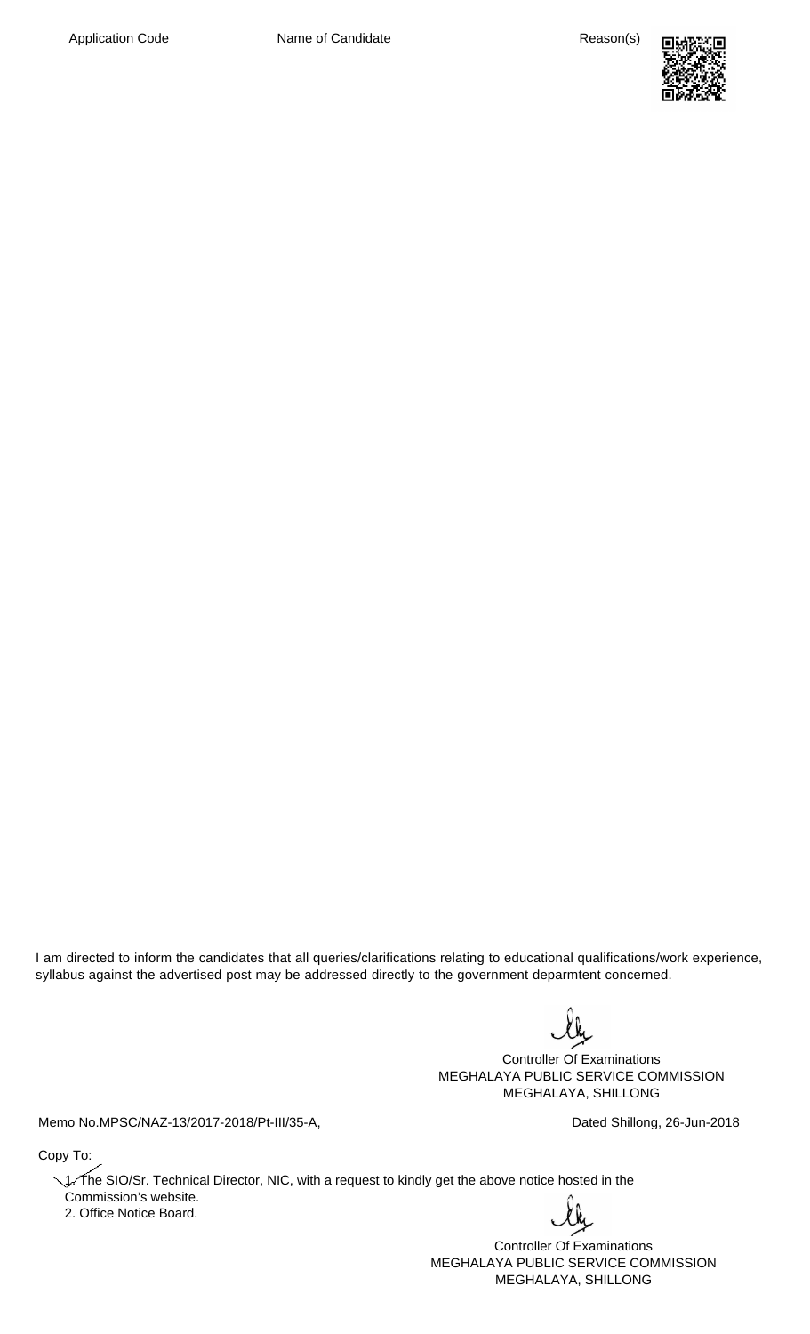| Application Code | Name of Candidate | Reason(s) |
| --- | --- | --- |

I am directed to inform the candidates that all queries/clarifications relating to educational qualifications/work experience, syllabus against the advertised post may be addressed directly to the government deparmtent concerned.

Controller Of Examinations
MEGHALAYA PUBLIC SERVICE COMMISSION
MEGHALAYA, SHILLONG

Memo No.MPSC/NAZ-13/2017-2018/Pt-III/35-A, Dated Shillong, 26-Jun-2018

Copy To:

1. The SIO/Sr. Technical Director, NIC, with a request to kindly get the above notice hosted in the Commission's website.
2. Office Notice Board.

Controller Of Examinations
MEGHALAYA PUBLIC SERVICE COMMISSION
MEGHALAYA, SHILLONG